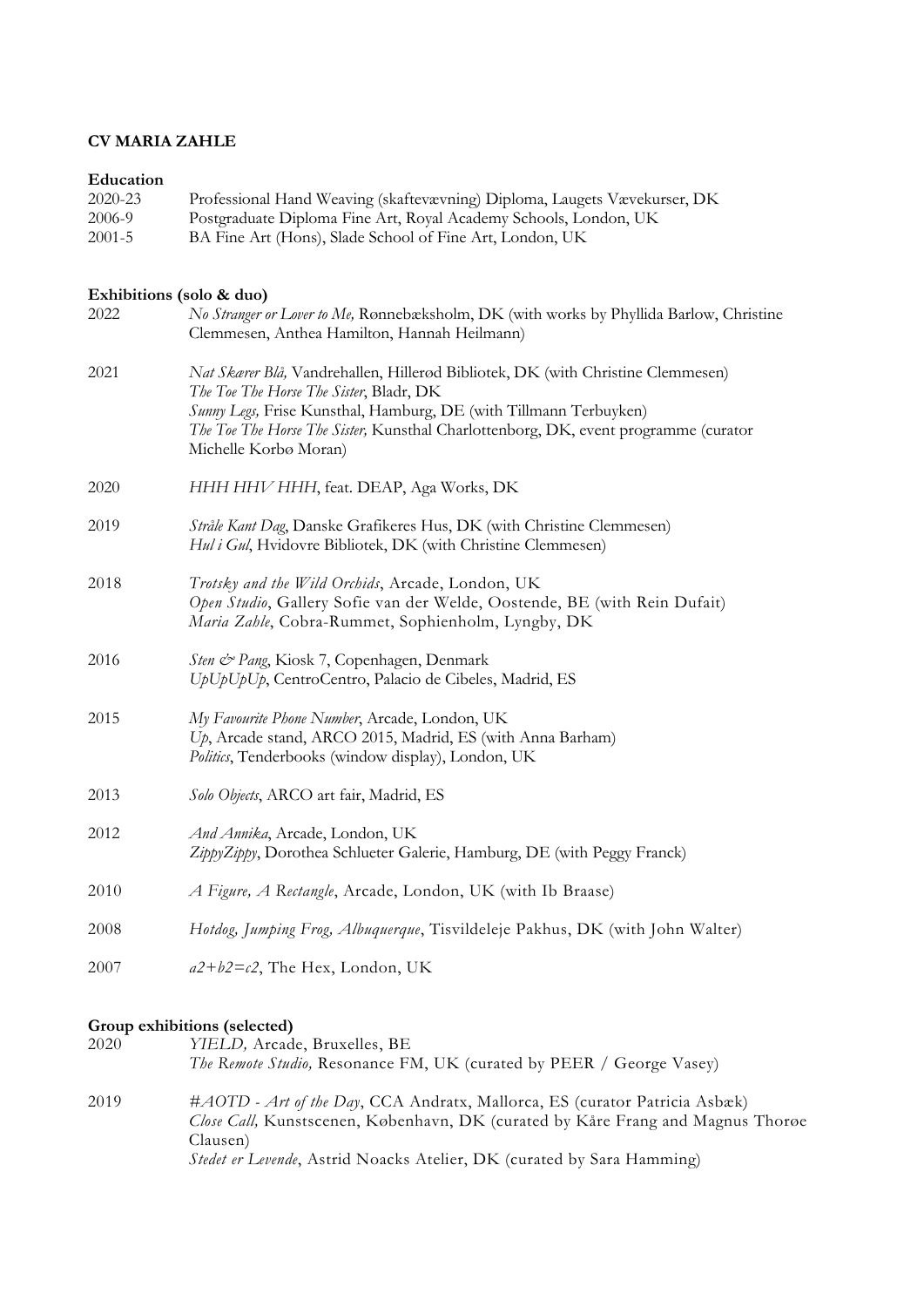**CV MARIA ZAHLE**

**Education**

2020-23 Professional Hand Weaving (skaftevævning) Diploma, Laugets Vævekurser, DK
2006-9 Postgraduate Diploma Fine Art, Royal Academy Schools, London, UK
2001-5 BA Fine Art (Hons), Slade School of Fine Art, London, UK

**Exhibitions (solo & duo)**

2022 *No Stranger or Lover to Me,* Rønnebæksholm, DK (with works by Phyllida Barlow, Christine Clemmesen, Anthea Hamilton, Hannah Heilmann)

2021 *Nat Skærer Blå,* Vandrehallen, Hillerød Bibliotek, DK (with Christine Clemmesen)
*The Toe The Horse The Sister*, Bladr, DK
*Sunny Legs,* Frise Kunsthal, Hamburg, DE (with Tillmann Terbuyken)
*The Toe The Horse The Sister,* Kunsthal Charlottenborg, DK, event programme (curator Michelle Korbø Moran)

2020 *HHH HHV HHH*, feat. DEAP, Aga Works, DK

2019 *Stråle Kant Dag*, Danske Grafikeres Hus, DK (with Christine Clemmesen)
*Hul i Gul*, Hvidovre Bibliotek, DK (with Christine Clemmesen)

2018 *Trotsky and the Wild Orchids*, Arcade, London, UK
*Open Studio*, Gallery Sofie van der Welde, Oostende, BE (with Rein Dufait)
*Maria Zahle*, Cobra-Rummet, Sophienholm, Lyngby, DK

2016 *Sten & Pang*, Kiosk 7, Copenhagen, Denmark
*UpUpUpUp*, CentroCentro, Palacio de Cibeles, Madrid, ES

2015 *My Favourite Phone Number*, Arcade, London, UK
*Up*, Arcade stand, ARCO 2015, Madrid, ES (with Anna Barham)
*Politics*, Tenderbooks (window display), London, UK

2013 *Solo Objects*, ARCO art fair, Madrid, ES

2012 *And Annika*, Arcade, London, UK
*ZippyZippy*, Dorothea Schlueter Galerie, Hamburg, DE (with Peggy Franck)

2010 *A Figure, A Rectangle*, Arcade, London, UK (with Ib Braase)

2008 *Hotdog, Jumping Frog, Albuquerque*, Tisvildeleje Pakhus, DK (with John Walter)

2007 *a2+b2=c2*, The Hex, London, UK

**Group exhibitions (selected)**

2020 *YIELD,* Arcade, Bruxelles, BE
*The Remote Studio,* Resonance FM, UK (curated by PEER / George Vasey)

2019 *#AOTD - Art of the Day*, CCA Andratx, Mallorca, ES (curator Patricia Asbæk)
*Close Call,* Kunstscenen, København, DK (curated by Kåre Frang and Magnus Thorøe Clausen)
*Stedet er Levende*, Astrid Noacks Atelier, DK (curated by Sara Hamming)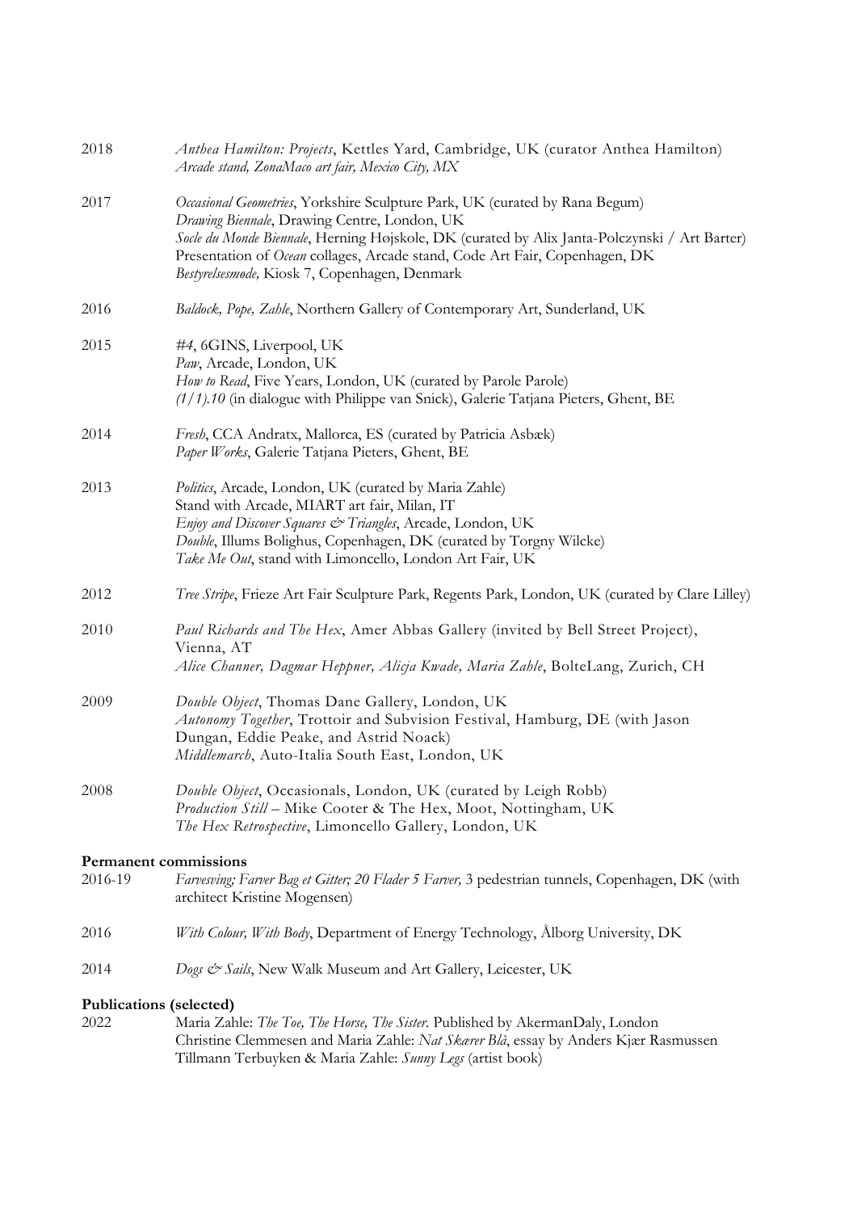2018 *Anthea Hamilton: Projects*, Kettles Yard, Cambridge, UK (curator Anthea Hamilton)
*Arcade stand, ZonaMaco art fair, Mexico City, MX*

2017 *Occasional Geometries*, Yorkshire Sculpture Park, UK (curated by Rana Begum)
*Drawing Biennale*, Drawing Centre, London, UK
*Socle du Monde Biennale*, Herning Højskole, DK (curated by Alix Janta-Polczynski / Art Barter)
Presentation of *Ocean* collages, Arcade stand, Code Art Fair, Copenhagen, DK
*Bestyrelsesmøde,* Kiosk 7, Copenhagen, Denmark

2016 *Baldock, Pope, Zahle*, Northern Gallery of Contemporary Art, Sunderland, UK

2015 *#4*, 6GINS, Liverpool, UK
*Paw*, Arcade, London, UK
*How to Read*, Five Years, London, UK (curated by Parole Parole)
*(1/1).10* (in dialogue with Philippe van Snick), Galerie Tatjana Pieters, Ghent, BE

2014 *Fresh*, CCA Andratx, Mallorca, ES (curated by Patricia Asbæk)
*Paper Works*, Galerie Tatjana Pieters, Ghent, BE

2013 *Politics*, Arcade, London, UK (curated by Maria Zahle)
Stand with Arcade, MIART art fair, Milan, IT
*Enjoy and Discover Squares & Triangles*, Arcade, London, UK
*Double*, Illums Bolighus, Copenhagen, DK (curated by Torgny Wilcke)
*Take Me Out*, stand with Limoncello, London Art Fair, UK

2012 *Tree Stripe*, Frieze Art Fair Sculpture Park, Regents Park, London, UK (curated by Clare Lilley)

2010 *Paul Richards and The Hex*, Amer Abbas Gallery (invited by Bell Street Project), Vienna, AT
*Alice Channer, Dagmar Heppner, Alicja Kwade, Maria Zahle*, BolteLang, Zurich, CH

2009 *Double Object*, Thomas Dane Gallery, London, UK
*Autonomy Together*, Trottoir and Subvision Festival, Hamburg, DE (with Jason Dungan, Eddie Peake, and Astrid Noack)
*Middlemarch*, Auto-Italia South East, London, UK

2008 *Double Object*, Occasionals, London, UK (curated by Leigh Robb)
*Production Still* – Mike Cooter & The Hex, Moot, Nottingham, UK
*The Hex Retrospective*, Limoncello Gallery, London, UK

**Permanent commissions**

2016-19 *Farvesving; Farver Bag et Gitter; 20 Flader 5 Farver,* 3 pedestrian tunnels, Copenhagen, DK (with architect Kristine Mogensen)

2016 *With Colour, With Body*, Department of Energy Technology, Ålborg University, DK

2014 *Dogs & Sails*, New Walk Museum and Art Gallery, Leicester, UK

**Publications (selected)**

2022 Maria Zahle: *The Toe, The Horse, The Sister*. Published by AkermanDaly, London
Christine Clemmesen and Maria Zahle: *Nat Skærer Blå*, essay by Anders Kjær Rasmussen
Tillmann Terbuyken & Maria Zahle: *Sunny Legs* (artist book)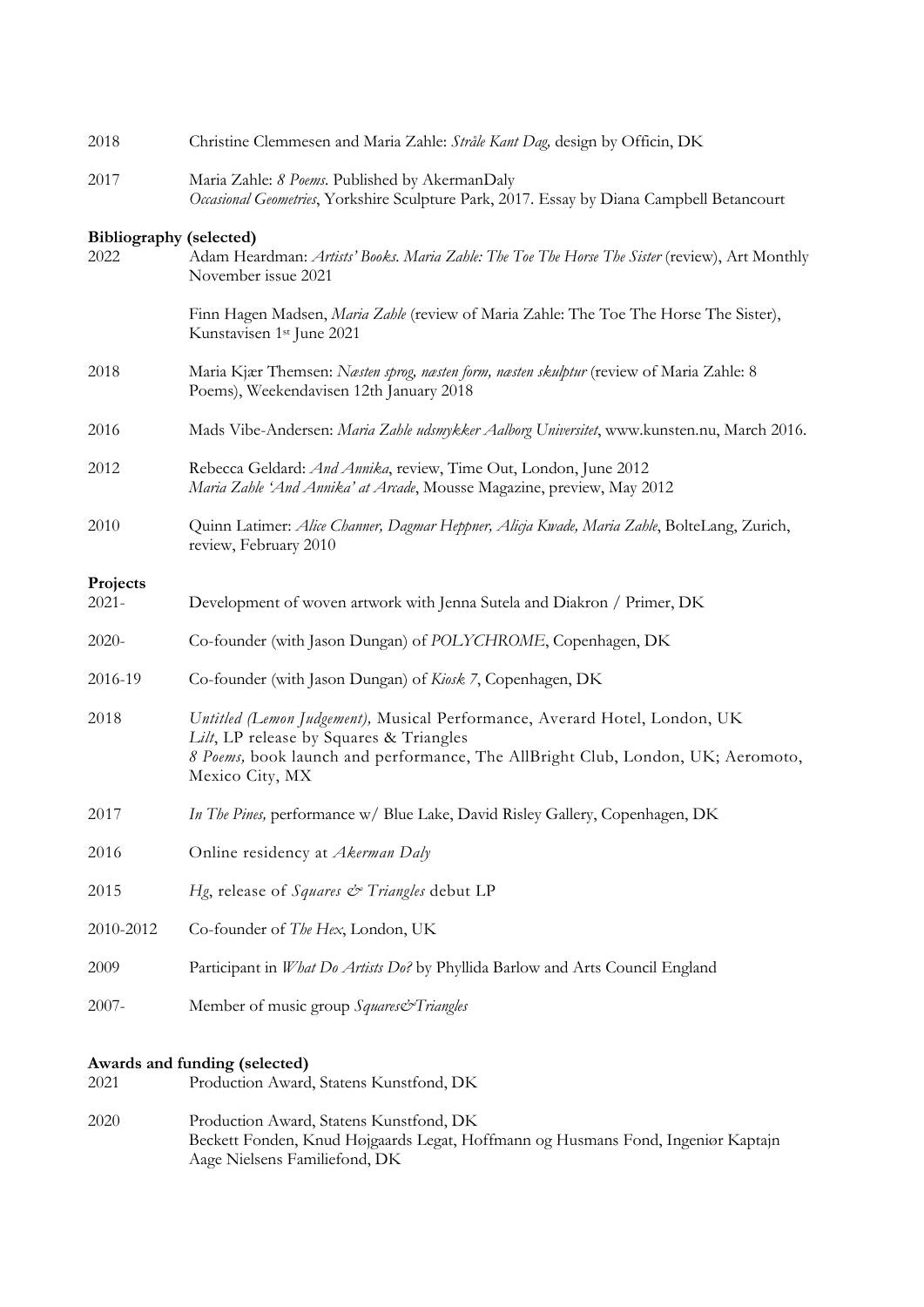2018 Christine Clemmesen and Maria Zahle: *Stråle Kant Dag,* design by Officin, DK

2017 Maria Zahle: *8 Poems*. Published by AkermanDaly
*Occasional Geometries*, Yorkshire Sculpture Park, 2017. Essay by Diana Campbell Betancourt

**Bibliography (selected)**

2022 Adam Heardman: *Artists' Books. Maria Zahle: The Toe The Horse The Sister* (review), Art Monthly November issue 2021

Finn Hagen Madsen, *Maria Zahle* (review of Maria Zahle: The Toe The Horse The Sister), Kunstavisen 1st June 2021

2018 Maria Kjær Themsen: *Næsten sprog, næsten form, næsten skulptur* (review of Maria Zahle: 8 Poems), Weekendavisen 12th January 2018

2016 Mads Vibe-Andersen: *Maria Zahle udsmykker Aalborg Universitet*, www.kunsten.nu, March 2016.

2012 Rebecca Geldard: *And Annika*, review, Time Out, London, June 2012
*Maria Zahle 'And Annika' at Arcade*, Mousse Magazine, preview, May 2012

2010 Quinn Latimer: *Alice Channer, Dagmar Heppner, Alicja Kwade, Maria Zahle*, BolteLang, Zurich, review, February 2010

**Projects**

2021- Development of woven artwork with Jenna Sutela and Diakron / Primer, DK

2020- Co-founder (with Jason Dungan) of *POLYCHROME*, Copenhagen, DK

2016-19 Co-founder (with Jason Dungan) of *Kiosk 7*, Copenhagen, DK

2018 *Untitled (Lemon Judgement),* Musical Performance, Averard Hotel, London, UK
*Lilt*, LP release by Squares & Triangles
*8 Poems,* book launch and performance, The AllBright Club, London, UK; Aeromoto, Mexico City, MX

2017 *In The Pines,* performance w/ Blue Lake, David Risley Gallery, Copenhagen, DK

2016 Online residency at *Akerman Daly*

2015 *Hg*, release of *Squares & Triangles* debut LP

2010-2012 Co-founder of *The Hex*, London, UK

2009 Participant in *What Do Artists Do?* by Phyllida Barlow and Arts Council England

2007- Member of music group *Squares&Triangles*

**Awards and funding (selected)**

2021 Production Award, Statens Kunstfond, DK

2020 Production Award, Statens Kunstfond, DK
Beckett Fonden, Knud Højgaards Legat, Hoffmann og Husmans Fond, Ingeniør Kaptajn Aage Nielsens Familiefond, DK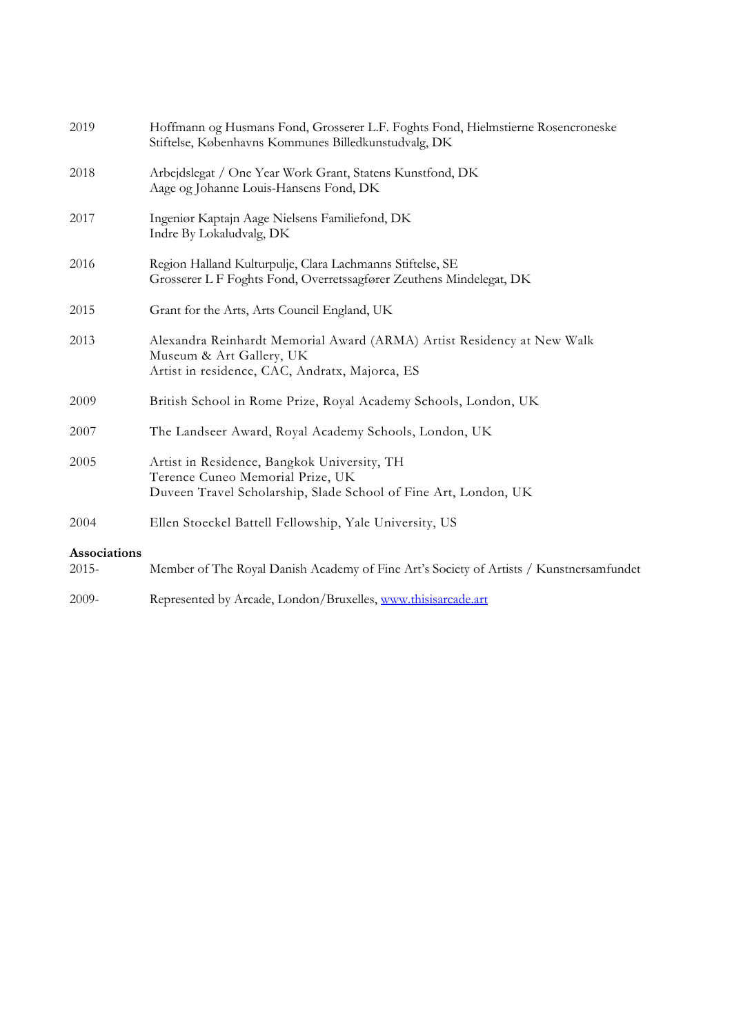| | |
|---|---|
| 2019 | Hoffmann og Husmans Fond, Grosserer L.F. Foghts Fond, Hielmstierne Rosencroneske Stiftelse, Københavns Kommunes Billedkunstudvalg, DK |
| 2018 | Arbejdslegat / One Year Work Grant, Statens Kunstfond, DK<br>Aage og Johanne Louis-Hansens Fond, DK |
| 2017 | Ingeniør Kaptajn Aage Nielsens Familiefond, DK<br>Indre By Lokaludvalg, DK |
| 2016 | Region Halland Kulturpulje, Clara Lachmanns Stiftelse, SE<br>Grosserer L F Foghts Fond, Overretssagfører Zeuthens Mindelegat, DK |
| 2015 | Grant for the Arts, Arts Council England, UK |
| 2013 | Alexandra Reinhardt Memorial Award (ARMA) Artist Residency at New Walk Museum & Art Gallery, UK<br>Artist in residence, CAC, Andratx, Majorca, ES |
| 2009 | British School in Rome Prize, Royal Academy Schools, London, UK |
| 2007 | The Landseer Award, Royal Academy Schools, London, UK |
| 2005 | Artist in Residence, Bangkok University, TH<br>Terence Cuneo Memorial Prize, UK<br>Duveen Travel Scholarship, Slade School of Fine Art, London, UK |
| 2004 | Ellen Stoeckel Battell Fellowship, Yale University, US |

**Associations**

| | |
|---|---|
| 2015- | Member of The Royal Danish Academy of Fine Art's Society of Artists / Kunstnersamfundet |
| 2009- | Represented by Arcade, London/Bruxelles, [www.thisisarcade.art](www.thisisarcade.art) |